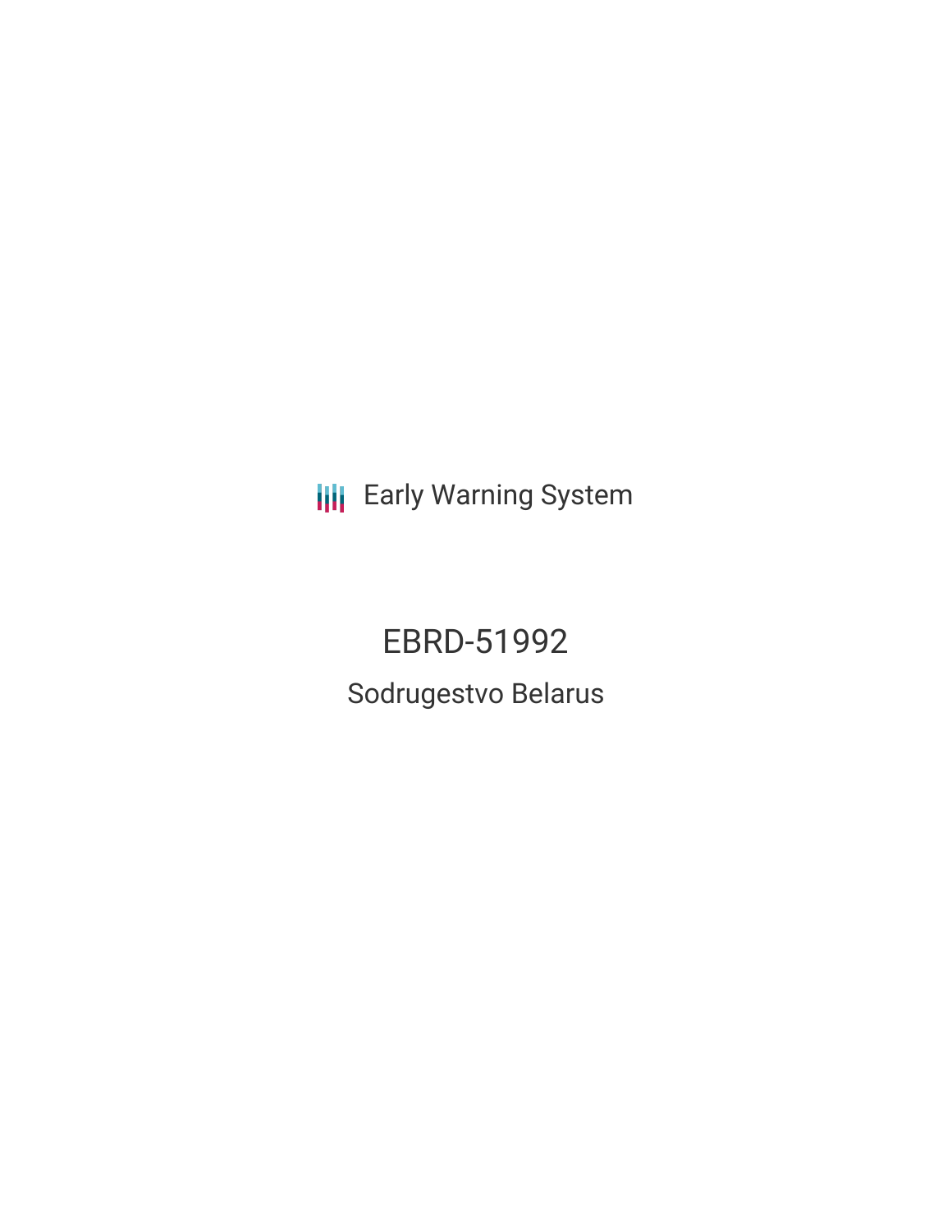Early Warning System

# EBRD-51992

## Sodrugestvo Belarus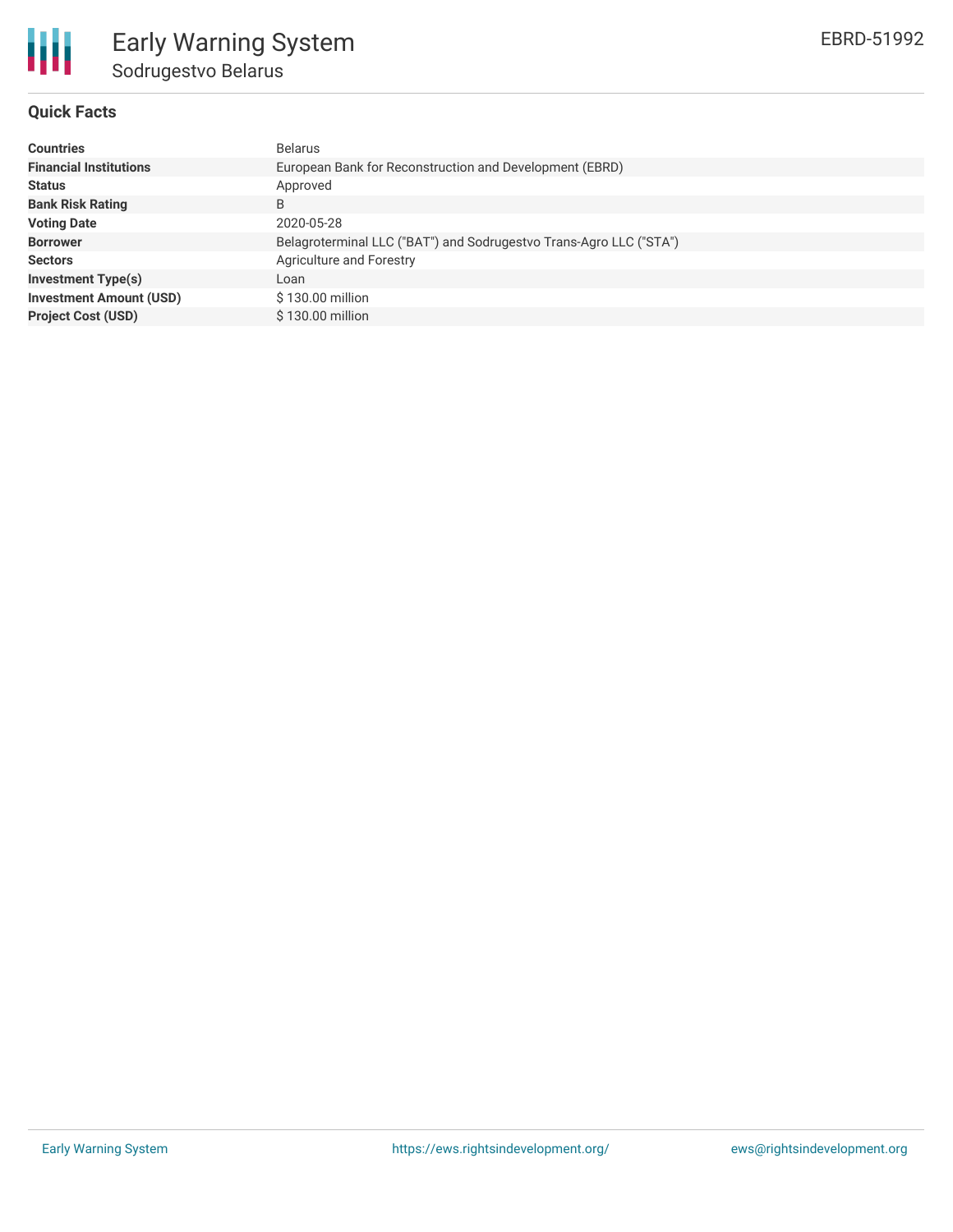# Early Warning System

## Sodrugestvo Belarus

EBRD-51992

### Quick Facts

| | |
|---|---|
| **Countries** | Belarus |
| **Financial Institutions** | European Bank for Reconstruction and Development (EBRD) |
| **Status** | Approved |
| **Bank Risk Rating** | B |
| **Voting Date** | 2020-05-28 |
| **Borrower** | Belagroterminal LLC ("BAT") and Sodrugestvo Trans-Agro LLC ("STA") |
| **Sectors** | Agriculture and Forestry |
| **Investment Type(s)** | Loan |
| **Investment Amount (USD)** | $ 130.00 million |
| **Project Cost (USD)** | $ 130.00 million |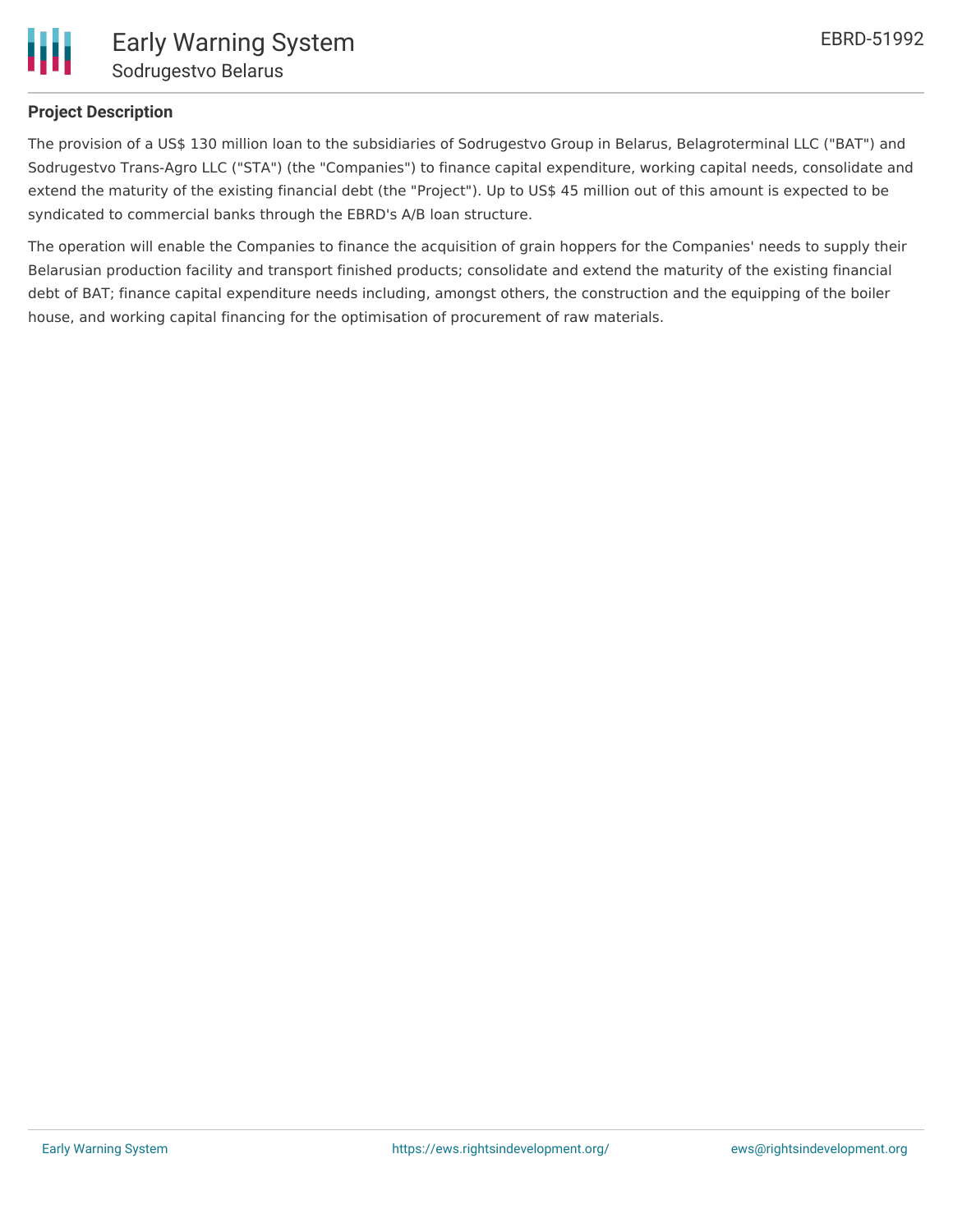## Project Description

The provision of a US$ 130 million loan to the subsidiaries of Sodrugestvo Group in Belarus, Belagroterminal LLC ("BAT") and Sodrugestvo Trans-Agro LLC ("STA") (the "Companies") to finance capital expenditure, working capital needs, consolidate and extend the maturity of the existing financial debt (the "Project"). Up to US$ 45 million out of this amount is expected to be syndicated to commercial banks through the EBRD's A/B loan structure.

The operation will enable the Companies to finance the acquisition of grain hoppers for the Companies' needs to supply their Belarusian production facility and transport finished products; consolidate and extend the maturity of the existing financial debt of BAT; finance capital expenditure needs including, amongst others, the construction and the equipping of the boiler house, and working capital financing for the optimisation of procurement of raw materials.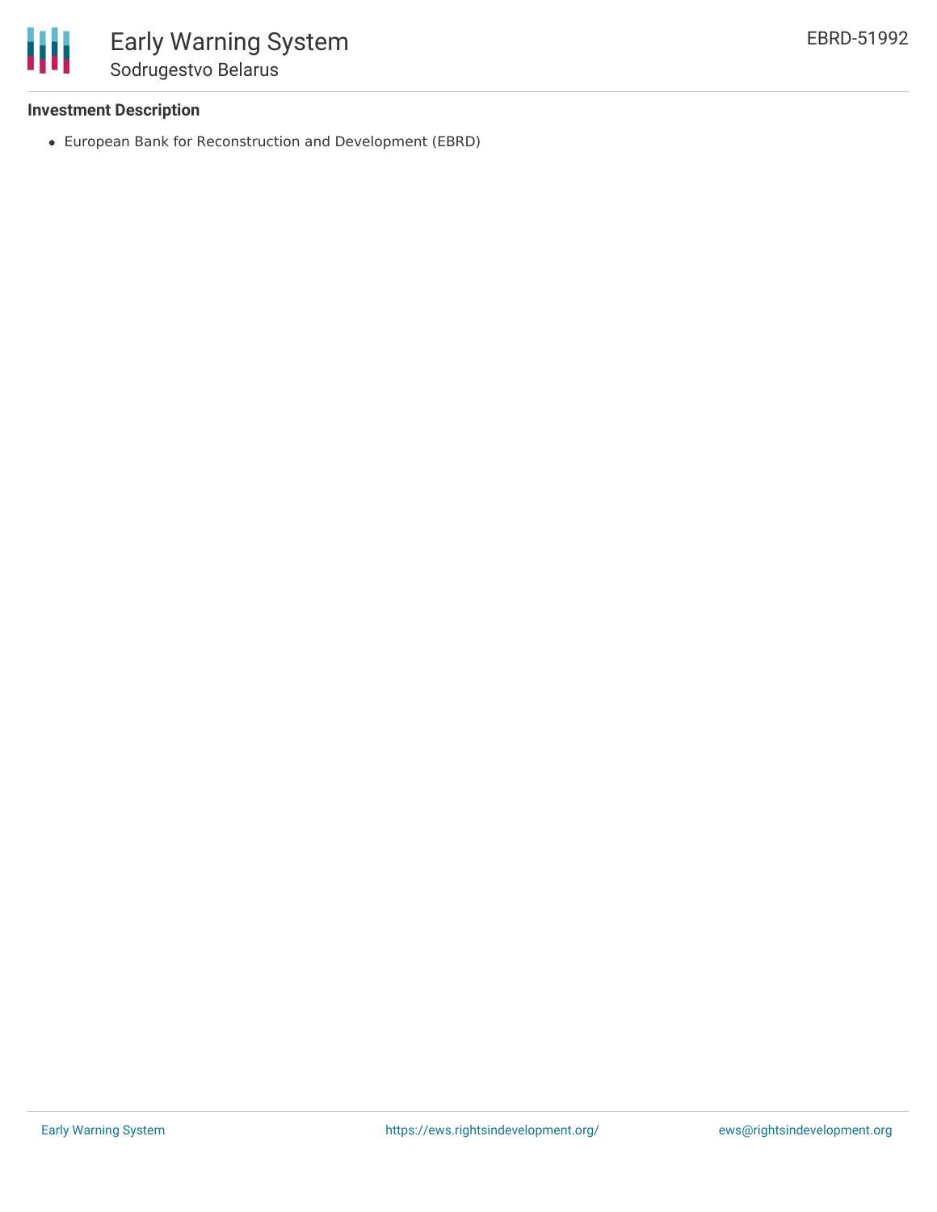### Investment Description

- European Bank for Reconstruction and Development (EBRD)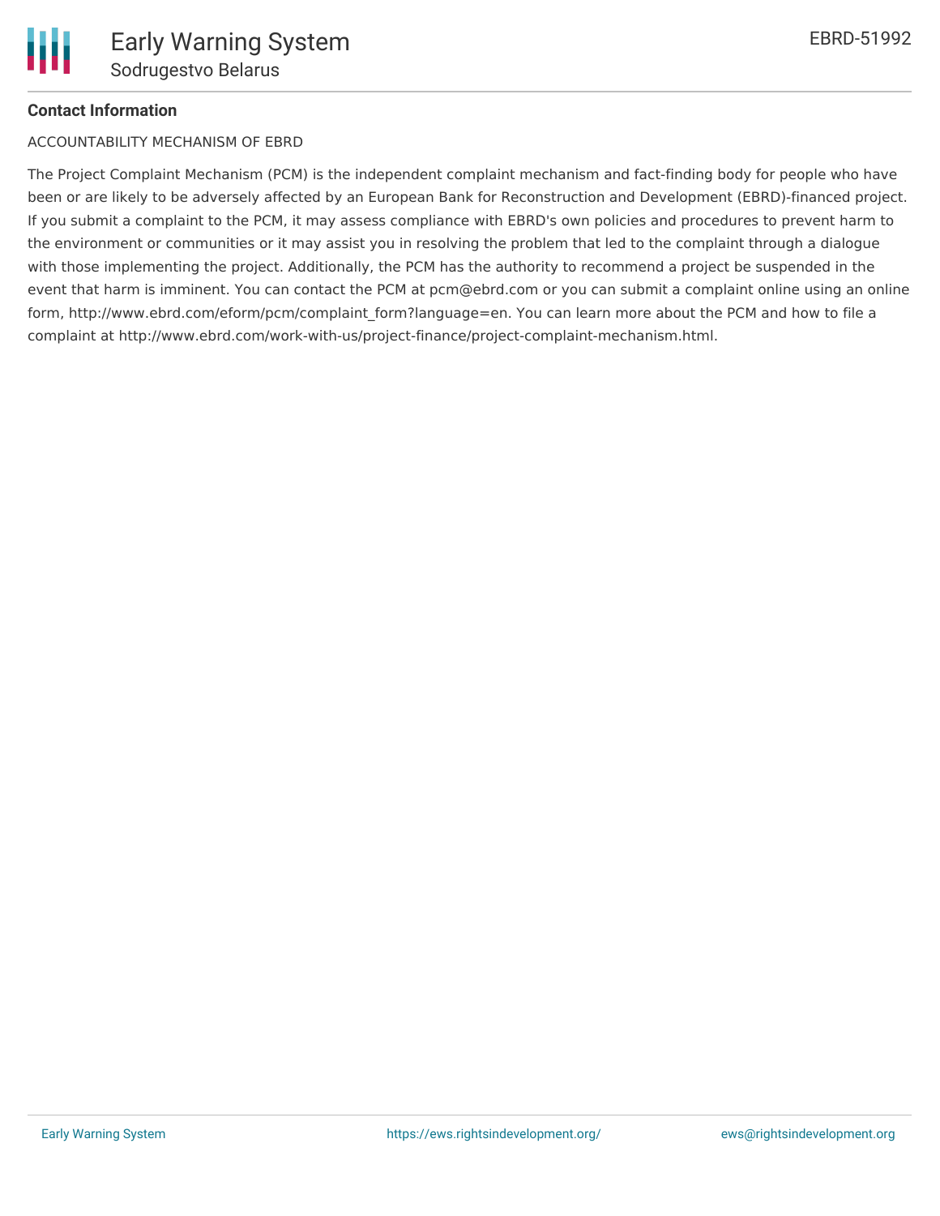**Contact Information**

ACCOUNTABILITY MECHANISM OF EBRD

The Project Complaint Mechanism (PCM) is the independent complaint mechanism and fact-finding body for people who have been or are likely to be adversely affected by an European Bank for Reconstruction and Development (EBRD)-financed project. If you submit a complaint to the PCM, it may assess compliance with EBRD's own policies and procedures to prevent harm to the environment or communities or it may assist you in resolving the problem that led to the complaint through a dialogue with those implementing the project. Additionally, the PCM has the authority to recommend a project be suspended in the event that harm is imminent. You can contact the PCM at pcm@ebrd.com or you can submit a complaint online using an online form, http://www.ebrd.com/eform/pcm/complaint_form?language=en. You can learn more about the PCM and how to file a complaint at http://www.ebrd.com/work-with-us/project-finance/project-complaint-mechanism.html.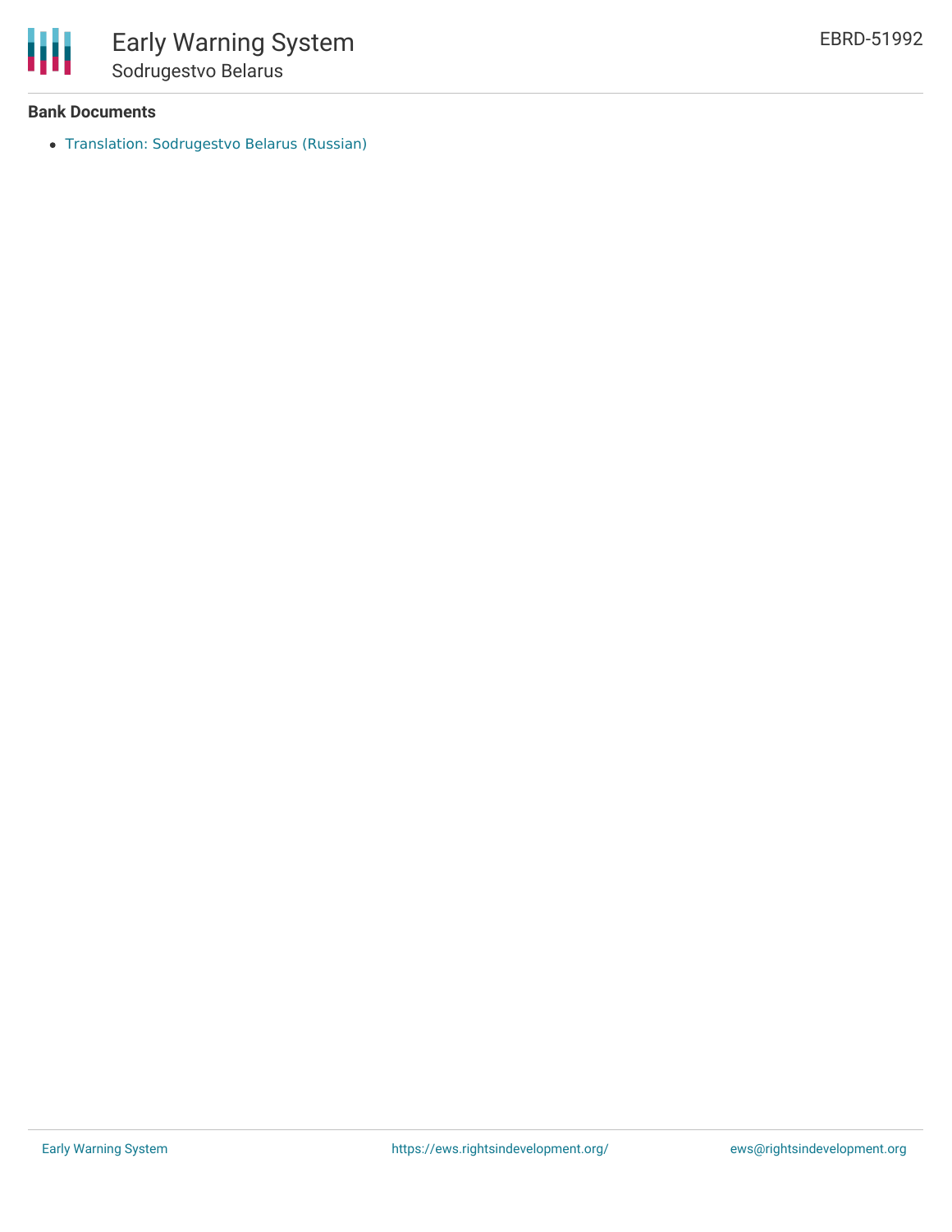**Bank Documents**

- Translation: Sodrugestvo Belarus (Russian)